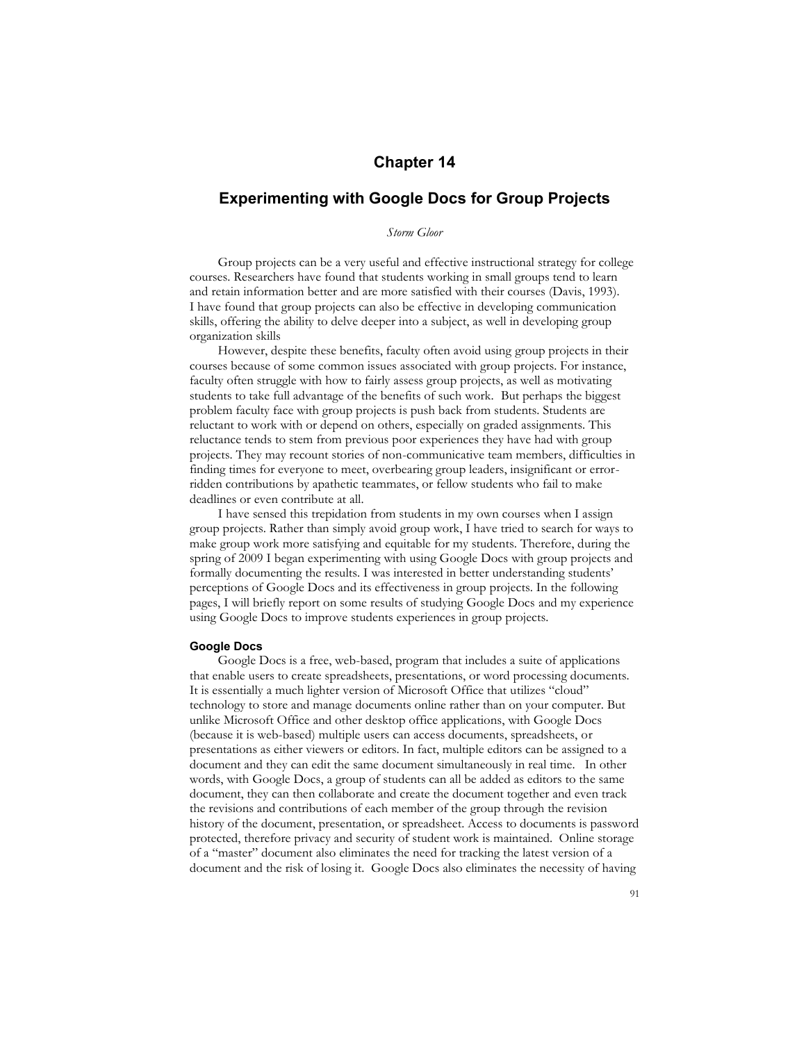# Chapter 14

## Experimenting with Google Docs for Group Projects

*Storm Gloor*

Group projects can be a very useful and effective instructional strategy for college courses. Researchers have found that students working in small groups tend to learn and retain information better and are more satisfied with their courses (Davis, 1993). I have found that group projects can also be effective in developing communication skills, offering the ability to delve deeper into a subject, as well in developing group organization skills

However, despite these benefits, faculty often avoid using group projects in their courses because of some common issues associated with group projects. For instance, faculty often struggle with how to fairly assess group projects, as well as motivating students to take full advantage of the benefits of such work. But perhaps the biggest problem faculty face with group projects is push back from students. Students are reluctant to work with or depend on others, especially on graded assignments. This reluctance tends to stem from previous poor experiences they have had with group projects. They may recount stories of non-communicative team members, difficulties in finding times for everyone to meet, overbearing group leaders, insignificant or error-ridden contributions by apathetic teammates, or fellow students who fail to make deadlines or even contribute at all.

I have sensed this trepidation from students in my own courses when I assign group projects. Rather than simply avoid group work, I have tried to search for ways to make group work more satisfying and equitable for my students. Therefore, during the spring of 2009 I began experimenting with using Google Docs with group projects and formally documenting the results. I was interested in better understanding students' perceptions of Google Docs and its effectiveness in group projects. In the following pages, I will briefly report on some results of studying Google Docs and my experience using Google Docs to improve students experiences in group projects.

### Google Docs

Google Docs is a free, web-based, program that includes a suite of applications that enable users to create spreadsheets, presentations, or word processing documents. It is essentially a much lighter version of Microsoft Office that utilizes "cloud" technology to store and manage documents online rather than on your computer. But unlike Microsoft Office and other desktop office applications, with Google Docs (because it is web-based) multiple users can access documents, spreadsheets, or presentations as either viewers or editors. In fact, multiple editors can be assigned to a document and they can edit the same document simultaneously in real time. In other words, with Google Docs, a group of students can all be added as editors to the same document, they can then collaborate and create the document together and even track the revisions and contributions of each member of the group through the revision history of the document, presentation, or spreadsheet. Access to documents is password protected, therefore privacy and security of student work is maintained. Online storage of a "master" document also eliminates the need for tracking the latest version of a document and the risk of losing it. Google Docs also eliminates the necessity of having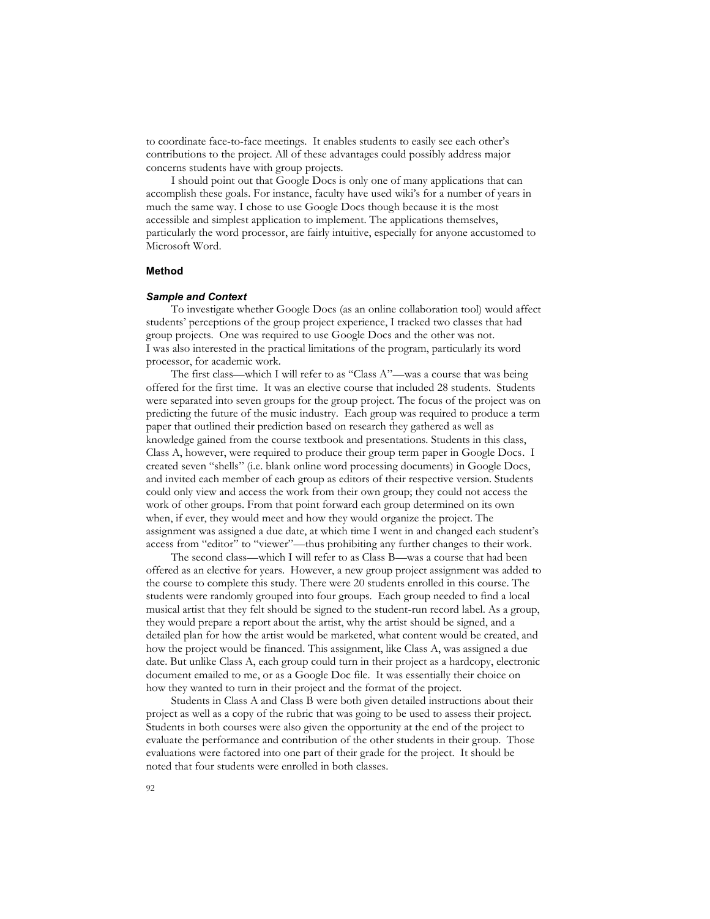to coordinate face-to-face meetings. It enables students to easily see each other's contributions to the project. All of these advantages could possibly address major concerns students have with group projects.

I should point out that Google Docs is only one of many applications that can accomplish these goals. For instance, faculty have used wiki's for a number of years in much the same way. I chose to use Google Docs though because it is the most accessible and simplest application to implement. The applications themselves, particularly the word processor, are fairly intuitive, especially for anyone accustomed to Microsoft Word.

## Method

### *Sample and Context*

To investigate whether Google Docs (as an online collaboration tool) would affect students' perceptions of the group project experience, I tracked two classes that had group projects. One was required to use Google Docs and the other was not. I was also interested in the practical limitations of the program, particularly its word processor, for academic work.

The first class—which I will refer to as "Class A"—was a course that was being offered for the first time. It was an elective course that included 28 students. Students were separated into seven groups for the group project. The focus of the project was on predicting the future of the music industry. Each group was required to produce a term paper that outlined their prediction based on research they gathered as well as knowledge gained from the course textbook and presentations. Students in this class, Class A, however, were required to produce their group term paper in Google Docs. I created seven "shells" (i.e. blank online word processing documents) in Google Docs, and invited each member of each group as editors of their respective version. Students could only view and access the work from their own group; they could not access the work of other groups. From that point forward each group determined on its own when, if ever, they would meet and how they would organize the project. The assignment was assigned a due date, at which time I went in and changed each student's access from "editor" to "viewer"—thus prohibiting any further changes to their work.

The second class—which I will refer to as Class B—was a course that had been offered as an elective for years. However, a new group project assignment was added to the course to complete this study. There were 20 students enrolled in this course. The students were randomly grouped into four groups. Each group needed to find a local musical artist that they felt should be signed to the student-run record label. As a group, they would prepare a report about the artist, why the artist should be signed, and a detailed plan for how the artist would be marketed, what content would be created, and how the project would be financed. This assignment, like Class A, was assigned a due date. But unlike Class A, each group could turn in their project as a hardcopy, electronic document emailed to me, or as a Google Doc file. It was essentially their choice on how they wanted to turn in their project and the format of the project.

Students in Class A and Class B were both given detailed instructions about their project as well as a copy of the rubric that was going to be used to assess their project. Students in both courses were also given the opportunity at the end of the project to evaluate the performance and contribution of the other students in their group. Those evaluations were factored into one part of their grade for the project. It should be noted that four students were enrolled in both classes.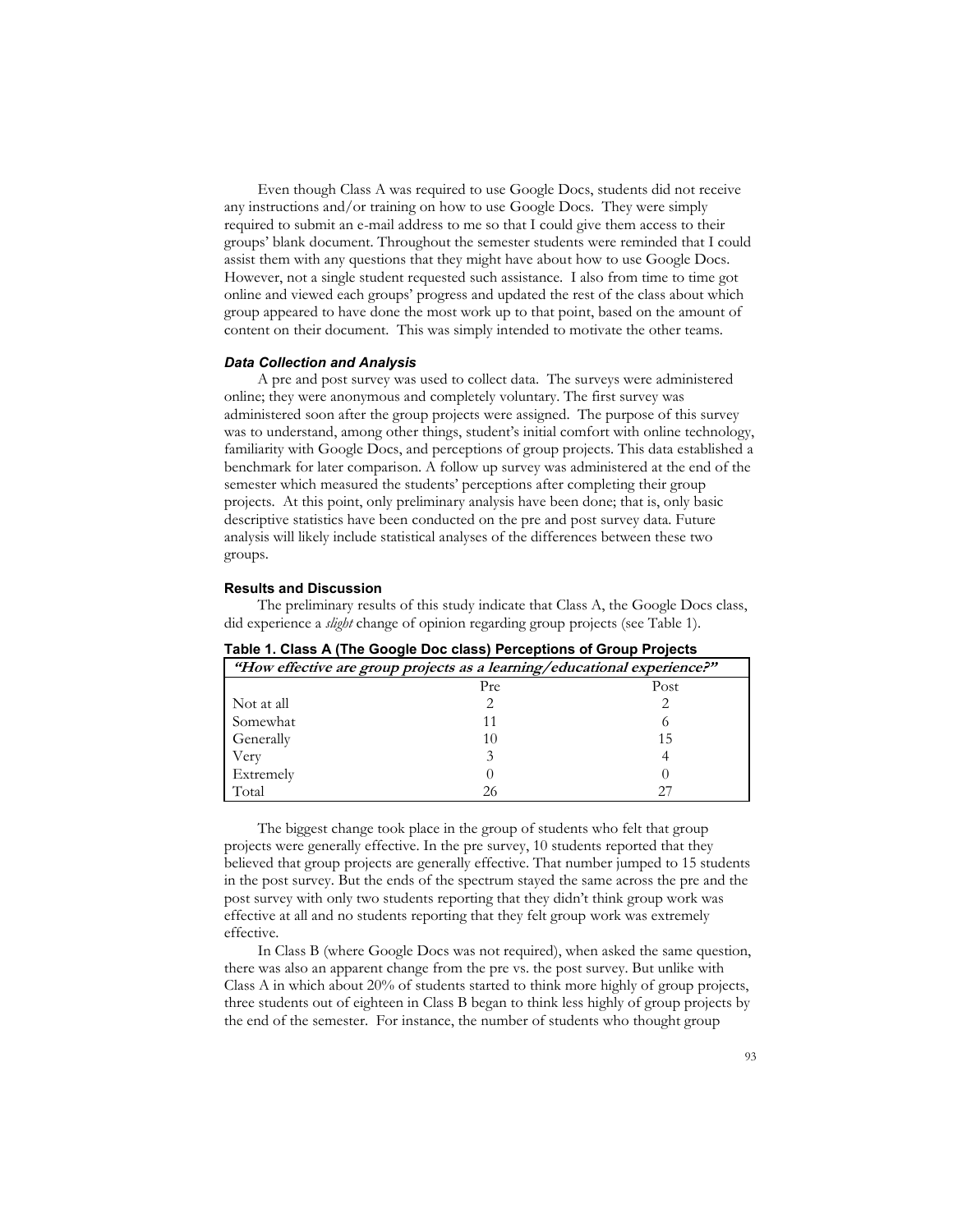Even though Class A was required to use Google Docs, students did not receive any instructions and/or training on how to use Google Docs. They were simply required to submit an e-mail address to me so that I could give them access to their groups' blank document. Throughout the semester students were reminded that I could assist them with any questions that they might have about how to use Google Docs. However, not a single student requested such assistance. I also from time to time got online and viewed each groups' progress and updated the rest of the class about which group appeared to have done the most work up to that point, based on the amount of content on their document. This was simply intended to motivate the other teams.

### *Data Collection and Analysis*

A pre and post survey was used to collect data. The surveys were administered online; they were anonymous and completely voluntary. The first survey was administered soon after the group projects were assigned. The purpose of this survey was to understand, among other things, student's initial comfort with online technology, familiarity with Google Docs, and perceptions of group projects. This data established a benchmark for later comparison. A follow up survey was administered at the end of the semester which measured the students' perceptions after completing their group projects. At this point, only preliminary analysis have been done; that is, only basic descriptive statistics have been conducted on the pre and post survey data. Future analysis will likely include statistical analyses of the differences between these two groups.

### Results and Discussion

The preliminary results of this study indicate that Class A, the Google Docs class, did experience a *slight* change of opinion regarding group projects (see Table 1).

**Table 1. Class A (The Google Doc class) Perceptions of Group Projects**

| *"How effective are group projects as a learning/educational experience?"* | | |
|---|---|---|
| | Pre | Post |
| Not at all | 2 | 2 |
| Somewhat | 11 | 6 |
| Generally | 10 | 15 |
| Very | 3 | 4 |
| Extremely | 0 | 0 |
| Total | 26 | 27 |

The biggest change took place in the group of students who felt that group projects were generally effective. In the pre survey, 10 students reported that they believed that group projects are generally effective. That number jumped to 15 students in the post survey. But the ends of the spectrum stayed the same across the pre and the post survey with only two students reporting that they didn't think group work was effective at all and no students reporting that they felt group work was extremely effective.

In Class B (where Google Docs was not required), when asked the same question, there was also an apparent change from the pre vs. the post survey. But unlike with Class A in which about 20% of students started to think more highly of group projects, three students out of eighteen in Class B began to think less highly of group projects by the end of the semester. For instance, the number of students who thought group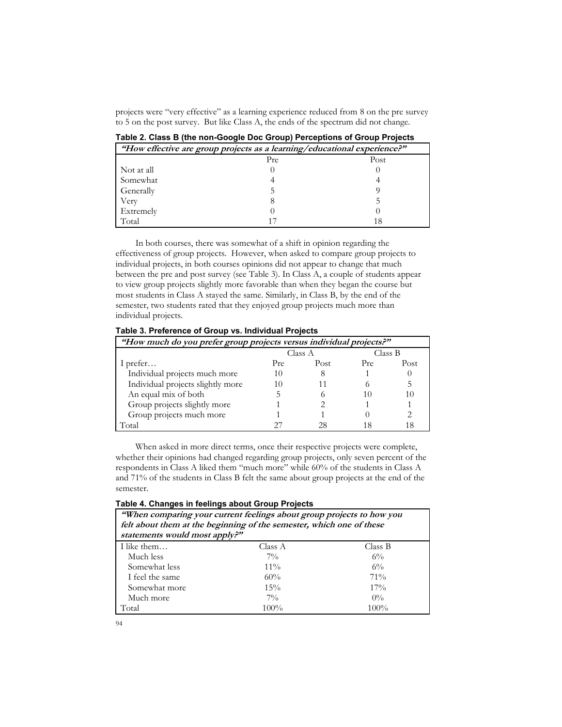projects were "very effective" as a learning experience reduced from 8 on the pre survey to 5 on the post survey. But like Class A, the ends of the spectrum did not change.

**Table 2. Class B (the non-Google Doc Group) Perceptions of Group Projects**

| *"How effective are group projects as a learning/educational experience?"* | | |
|---|---|---|
| | Pre | Post |
| Not at all | 0 | 0 |
| Somewhat | 4 | 4 |
| Generally | 5 | 9 |
| Very | 8 | 5 |
| Extremely | 0 | 0 |
| Total | 17 | 18 |

In both courses, there was somewhat of a shift in opinion regarding the effectiveness of group projects. However, when asked to compare group projects to individual projects, in both courses opinions did not appear to change that much between the pre and post survey (see Table 3). In Class A, a couple of students appear to view group projects slightly more favorable than when they began the course but most students in Class A stayed the same. Similarly, in Class B, by the end of the semester, two students rated that they enjoyed group projects much more than individual projects.

**Table 3. Preference of Group vs. Individual Projects**

| *"How much do you prefer group projects versus individual projects?"* | | | | |
|---|---|---|---|---|
| | Class A | | Class B | |
| I prefer… | Pre | Post | Pre | Post |
| Individual projects much more | 10 | 8 | 1 | 0 |
| Individual projects slightly more | 10 | 11 | 6 | 5 |
| An equal mix of both | 5 | 6 | 10 | 10 |
| Group projects slightly more | 1 | 2 | 1 | 1 |
| Group projects much more | 1 | 1 | 0 | 2 |
| Total | 27 | 28 | 18 | 18 |

When asked in more direct terms, once their respective projects were complete, whether their opinions had changed regarding group projects, only seven percent of the respondents in Class A liked them "much more" while 60% of the students in Class A and 71% of the students in Class B felt the same about group projects at the end of the semester.

**Table 4. Changes in feelings about Group Projects**

| *"When comparing your current feelings about group projects to how you felt about them at the beginning of the semester, which one of these statements would most apply?"* | | |
|---|---|---|
| I like them… | Class A | Class B |
| Much less | 7% | 6% |
| Somewhat less | 11% | 6% |
| I feel the same | 60% | 71% |
| Somewhat more | 15% | 17% |
| Much more | 7% | 0% |
| Total | 100% | 100% |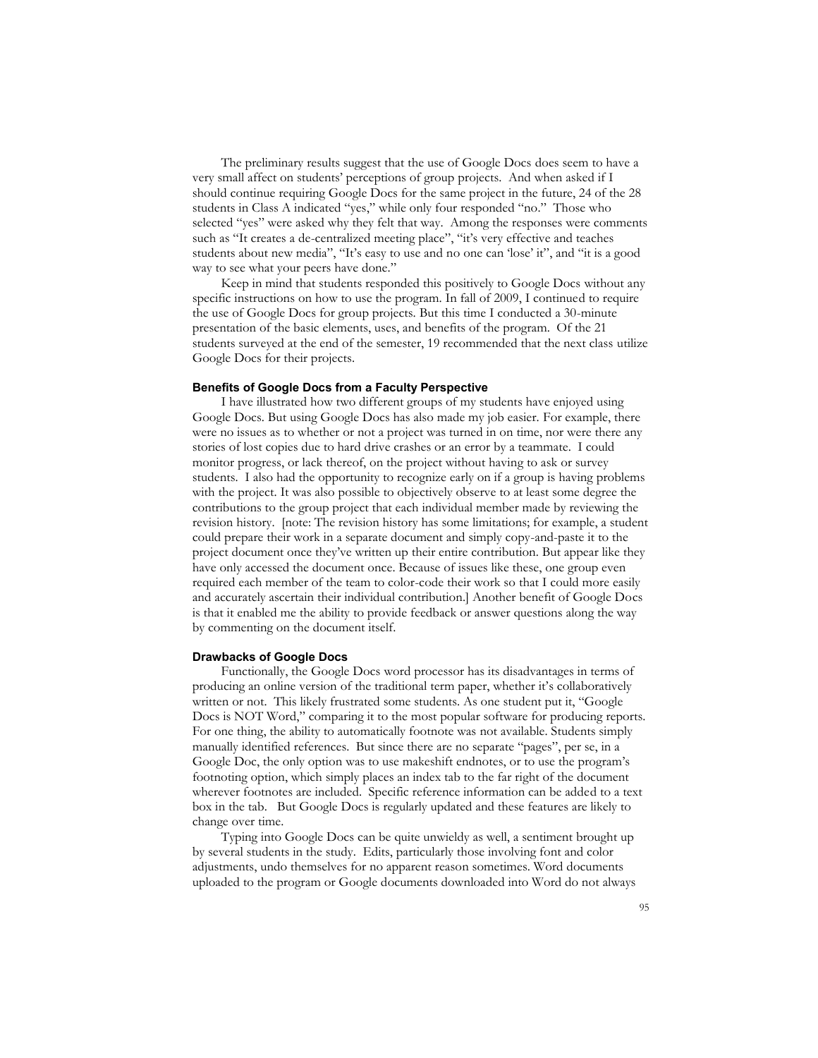The preliminary results suggest that the use of Google Docs does seem to have a very small affect on students' perceptions of group projects. And when asked if I should continue requiring Google Docs for the same project in the future, 24 of the 28 students in Class A indicated "yes," while only four responded "no." Those who selected "yes" were asked why they felt that way. Among the responses were comments such as "It creates a de-centralized meeting place", "it's very effective and teaches students about new media", "It's easy to use and no one can 'lose' it", and "it is a good way to see what your peers have done."

Keep in mind that students responded this positively to Google Docs without any specific instructions on how to use the program. In fall of 2009, I continued to require the use of Google Docs for group projects. But this time I conducted a 30-minute presentation of the basic elements, uses, and benefits of the program. Of the 21 students surveyed at the end of the semester, 19 recommended that the next class utilize Google Docs for their projects.

### Benefits of Google Docs from a Faculty Perspective

I have illustrated how two different groups of my students have enjoyed using Google Docs. But using Google Docs has also made my job easier. For example, there were no issues as to whether or not a project was turned in on time, nor were there any stories of lost copies due to hard drive crashes or an error by a teammate. I could monitor progress, or lack thereof, on the project without having to ask or survey students. I also had the opportunity to recognize early on if a group is having problems with the project. It was also possible to objectively observe to at least some degree the contributions to the group project that each individual member made by reviewing the revision history. [note: The revision history has some limitations; for example, a student could prepare their work in a separate document and simply copy-and-paste it to the project document once they've written up their entire contribution. But appear like they have only accessed the document once. Because of issues like these, one group even required each member of the team to color-code their work so that I could more easily and accurately ascertain their individual contribution.] Another benefit of Google Docs is that it enabled me the ability to provide feedback or answer questions along the way by commenting on the document itself.

### Drawbacks of Google Docs

Functionally, the Google Docs word processor has its disadvantages in terms of producing an online version of the traditional term paper, whether it's collaboratively written or not. This likely frustrated some students. As one student put it, "Google Docs is NOT Word," comparing it to the most popular software for producing reports. For one thing, the ability to automatically footnote was not available. Students simply manually identified references. But since there are no separate "pages", per se, in a Google Doc, the only option was to use makeshift endnotes, or to use the program's footnoting option, which simply places an index tab to the far right of the document wherever footnotes are included. Specific reference information can be added to a text box in the tab. But Google Docs is regularly updated and these features are likely to change over time.

Typing into Google Docs can be quite unwieldy as well, a sentiment brought up by several students in the study. Edits, particularly those involving font and color adjustments, undo themselves for no apparent reason sometimes. Word documents uploaded to the program or Google documents downloaded into Word do not always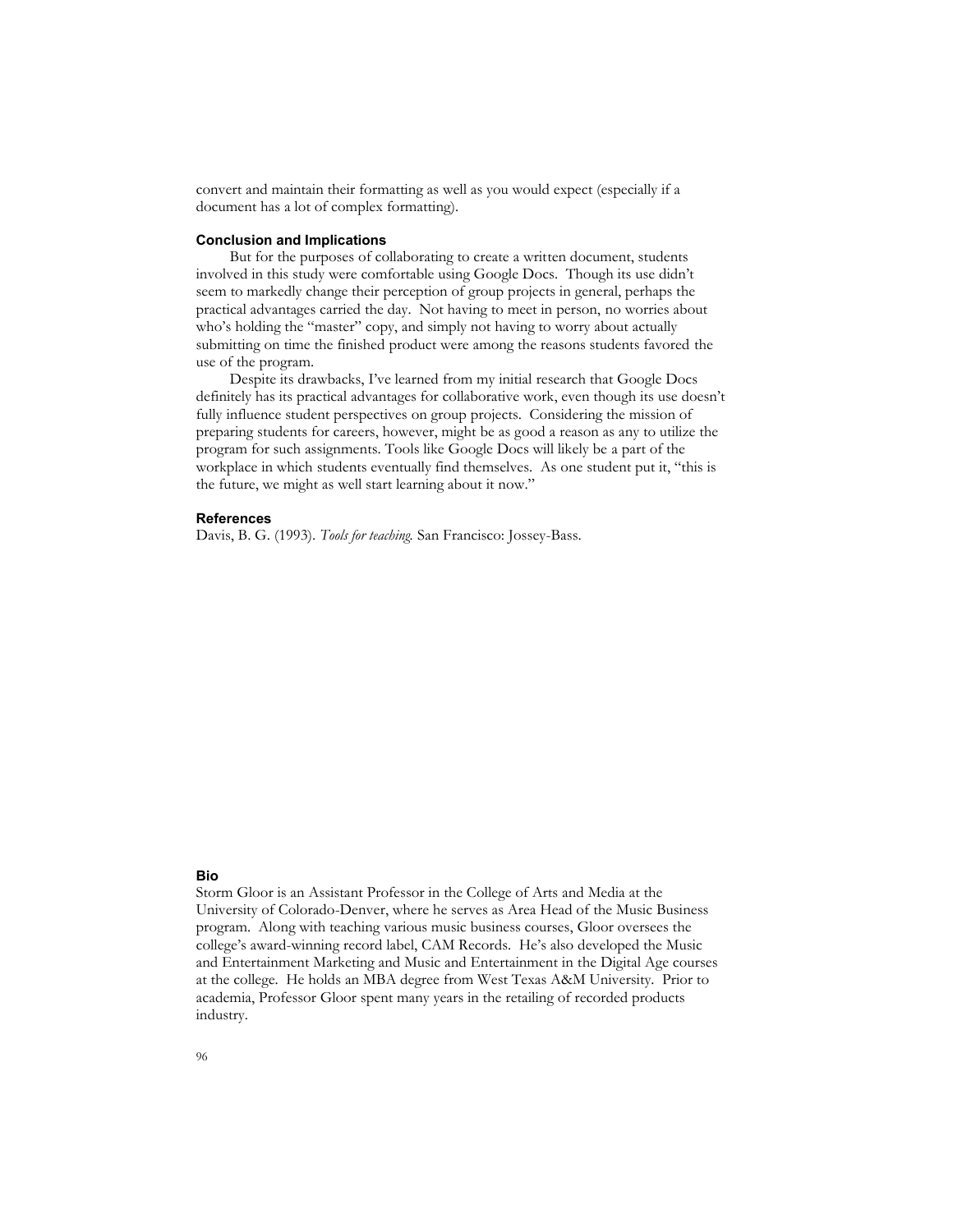convert and maintain their formatting as well as you would expect (especially if a document has a lot of complex formatting).

### Conclusion and Implications

But for the purposes of collaborating to create a written document, students involved in this study were comfortable using Google Docs. Though its use didn't seem to markedly change their perception of group projects in general, perhaps the practical advantages carried the day. Not having to meet in person, no worries about who's holding the "master" copy, and simply not having to worry about actually submitting on time the finished product were among the reasons students favored the use of the program.

Despite its drawbacks, I've learned from my initial research that Google Docs definitely has its practical advantages for collaborative work, even though its use doesn't fully influence student perspectives on group projects. Considering the mission of preparing students for careers, however, might be as good a reason as any to utilize the program for such assignments. Tools like Google Docs will likely be a part of the workplace in which students eventually find themselves. As one student put it, "this is the future, we might as well start learning about it now."

### References

Davis, B. G. (1993). *Tools for teaching.* San Francisco: Jossey-Bass.

### Bio

Storm Gloor is an Assistant Professor in the College of Arts and Media at the University of Colorado-Denver, where he serves as Area Head of the Music Business program. Along with teaching various music business courses, Gloor oversees the college's award-winning record label, CAM Records. He's also developed the Music and Entertainment Marketing and Music and Entertainment in the Digital Age courses at the college. He holds an MBA degree from West Texas A&M University. Prior to academia, Professor Gloor spent many years in the retailing of recorded products industry.